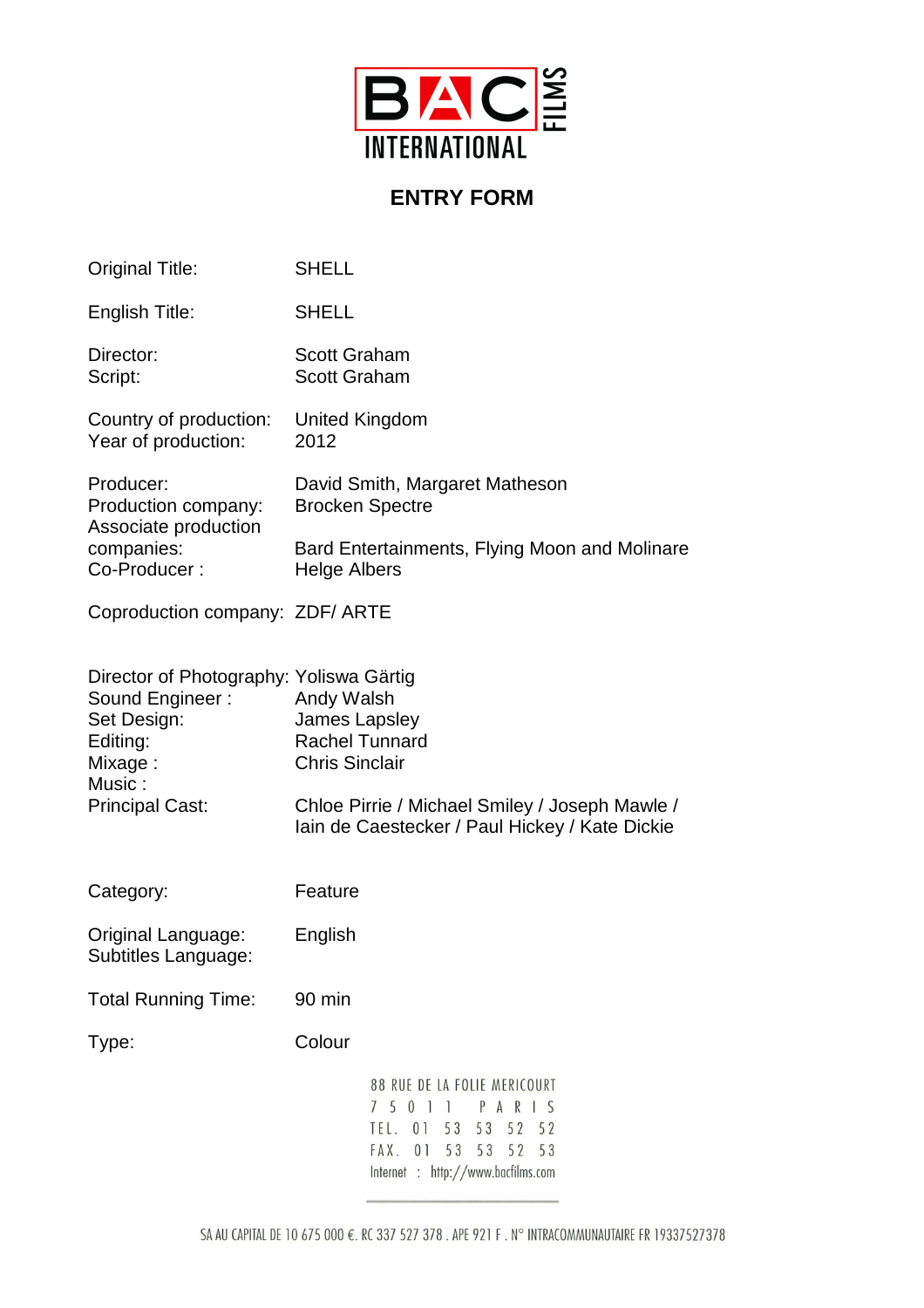BAC INTERNATIONAL FILMS

# ENTRY FORM

| | |
|---|---|
| Original Title: | SHELL |
| English Title: | SHELL |
| Director: | Scott Graham |
| Script: | Scott Graham |
| Country of production: | United Kingdom |
| Year of production: | 2012 |
| Producer: | David Smith, Margaret Matheson |
| Production company: | Brocken Spectre |
| Associate production companies: | Bard Entertainments, Flying Moon and Molinare |
| Co-Producer : | Helge Albers |
| Coproduction company: | ZDF/ ARTE |
| Director of Photography: | Yoliswa Gärtig |
| Sound Engineer : | Andy Walsh |
| Set Design: | James Lapsley |
| Editing: | Rachel Tunnard |
| Mixage : | Chris Sinclair |
| Music : | |
| Principal Cast: | Chloe Pirrie / Michael Smiley / Joseph Mawle / Iain de Caestecker / Paul Hickey / Kate Dickie |
| Category: | Feature |
| Original Language: | English |
| Subtitles Language: | |
| Total Running Time: | 90 min |
| Type: | Colour |

88 RUE DE LA FOLIE MERICOURT
75011 PARIS
TEL. 01 53 53 52 52
FAX. 01 53 53 52 53
Internet : http://www.bacfilms.com

SA AU CAPITAL DE 10 675 000 €. RC 337 527 378 . APE 921 F . N° INTRACOMMUNAUTAIRE FR 19337527378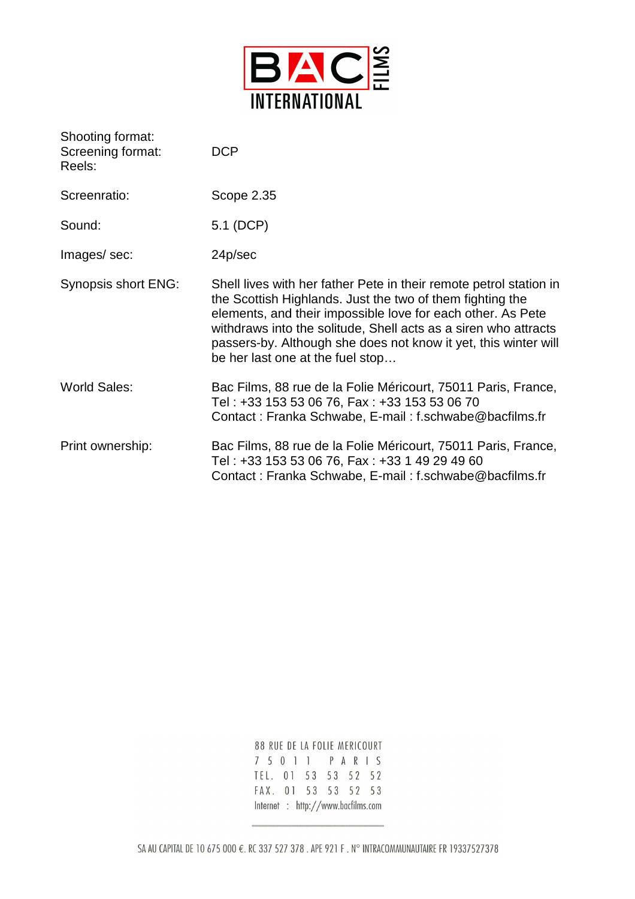BAC FILMS INTERNATIONAL

| | |
|---|---|
| Shooting format:<br>Screening format:<br>Reels: | DCP |
| Screenratio: | Scope 2.35 |
| Sound: | 5.1 (DCP) |
| Images/ sec: | 24p/sec |
| Synopsis short ENG: | Shell lives with her father Pete in their remote petrol station in the Scottish Highlands. Just the two of them fighting the elements, and their impossible love for each other. As Pete withdraws into the solitude, Shell acts as a siren who attracts passers-by. Although she does not know it yet, this winter will be her last one at the fuel stop… |
| World Sales: | Bac Films, 88 rue de la Folie Méricourt, 75011 Paris, France, Tel : +33 153 53 06 76, Fax : +33 153 53 06 70<br>Contact : Franka Schwabe, E-mail : f.schwabe@bacfilms.fr |
| Print ownership: | Bac Films, 88 rue de la Folie Méricourt, 75011 Paris, France, Tel : +33 153 53 06 76, Fax : +33 1 49 29 49 60<br>Contact : Franka Schwabe, E-mail : f.schwabe@bacfilms.fr |

88 RUE DE LA FOLIE MERICOURT
75011 PARIS
TEL. 01 53 53 52 52
FAX. 01 53 53 52 53
Internet : http://www.bacfilms.com

SA AU CAPITAL DE 10 675 000 €. RC 337 527 378 . APE 921 F . N° INTRACOMMUNAUTAIRE FR 19337527378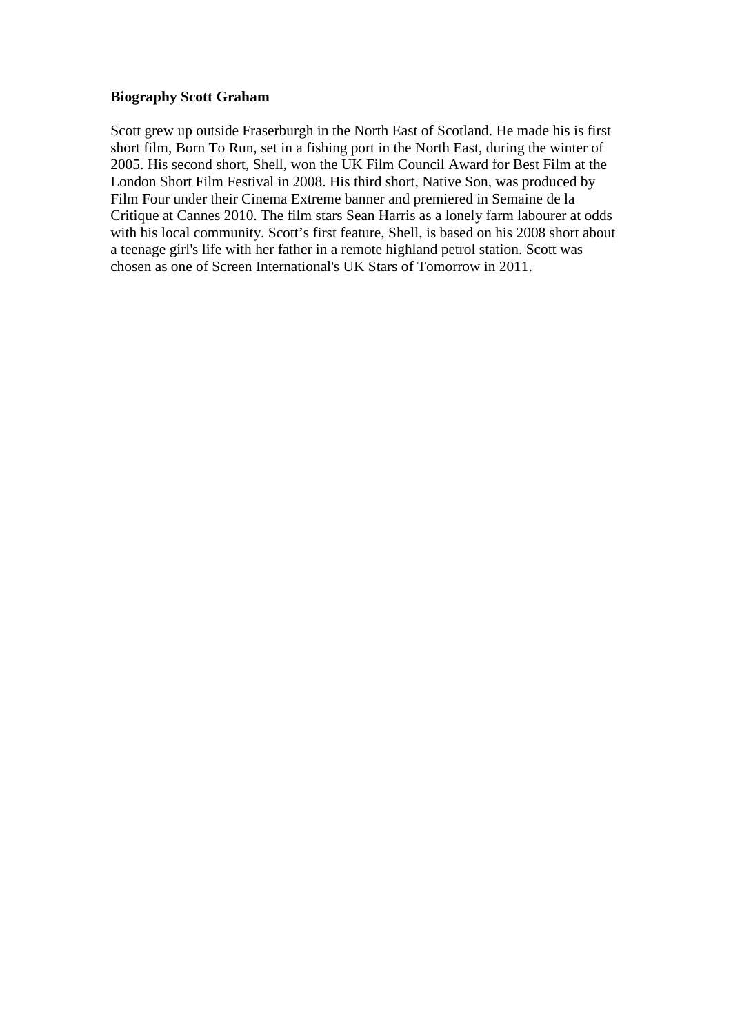**Biography Scott Graham**

Scott grew up outside Fraserburgh in the North East of Scotland. He made his is first short film, Born To Run, set in a fishing port in the North East, during the winter of 2005. His second short, Shell, won the UK Film Council Award for Best Film at the London Short Film Festival in 2008. His third short, Native Son, was produced by Film Four under their Cinema Extreme banner and premiered in Semaine de la Critique at Cannes 2010. The film stars Sean Harris as a lonely farm labourer at odds with his local community. Scott's first feature, Shell, is based on his 2008 short about a teenage girl's life with her father in a remote highland petrol station. Scott was chosen as one of Screen International's UK Stars of Tomorrow in 2011.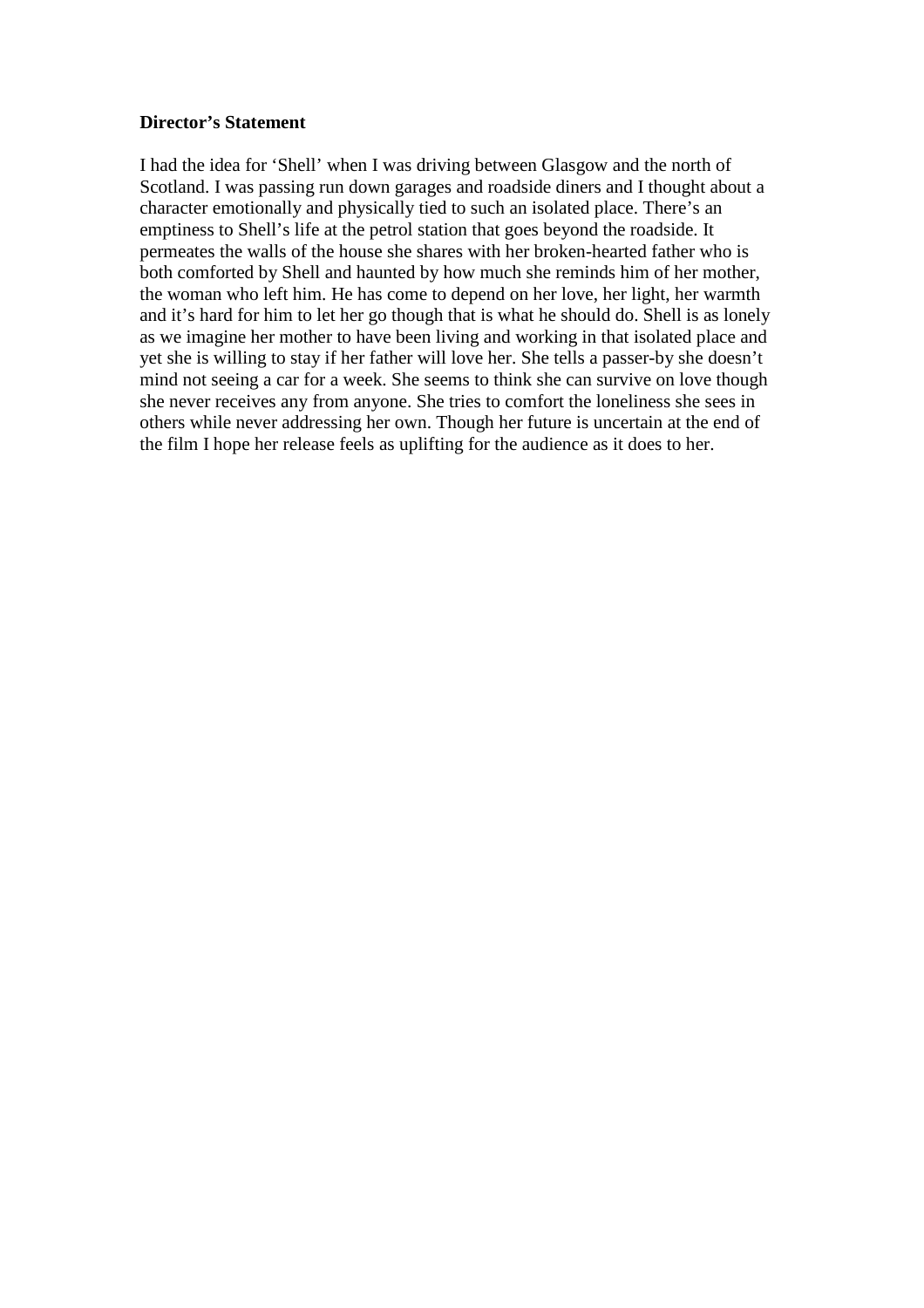**Director's Statement**

I had the idea for 'Shell' when I was driving between Glasgow and the north of Scotland. I was passing run down garages and roadside diners and I thought about a character emotionally and physically tied to such an isolated place. There's an emptiness to Shell's life at the petrol station that goes beyond the roadside. It permeates the walls of the house she shares with her broken-hearted father who is both comforted by Shell and haunted by how much she reminds him of her mother, the woman who left him. He has come to depend on her love, her light, her warmth and it's hard for him to let her go though that is what he should do. Shell is as lonely as we imagine her mother to have been living and working in that isolated place and yet she is willing to stay if her father will love her. She tells a passer-by she doesn't mind not seeing a car for a week. She seems to think she can survive on love though she never receives any from anyone. She tries to comfort the loneliness she sees in others while never addressing her own. Though her future is uncertain at the end of the film I hope her release feels as uplifting for the audience as it does to her.